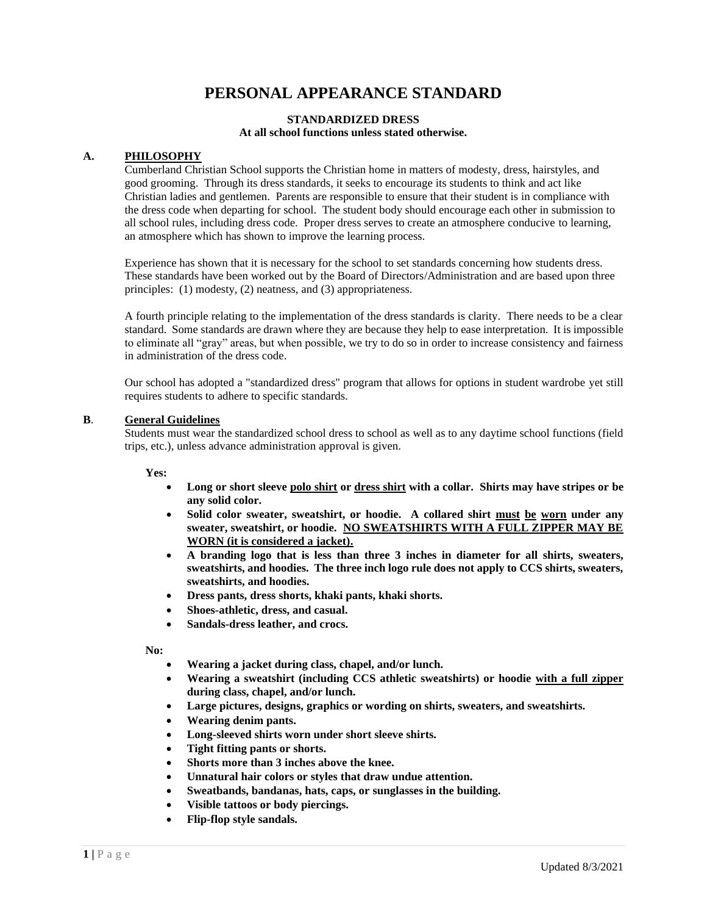# PERSONAL APPEARANCE STANDARD

**STANDARDIZED DRESS**
**At all school functions unless stated otherwise.**

## A. PHILOSOPHY

Cumberland Christian School supports the Christian home in matters of modesty, dress, hairstyles, and good grooming. Through its dress standards, it seeks to encourage its students to think and act like Christian ladies and gentlemen. Parents are responsible to ensure that their student is in compliance with the dress code when departing for school. The student body should encourage each other in submission to all school rules, including dress code. Proper dress serves to create an atmosphere conducive to learning, an atmosphere which has shown to improve the learning process.

Experience has shown that it is necessary for the school to set standards concerning how students dress. These standards have been worked out by the Board of Directors/Administration and are based upon three principles: (1) modesty, (2) neatness, and (3) appropriateness.

A fourth principle relating to the implementation of the dress standards is clarity. There needs to be a clear standard. Some standards are drawn where they are because they help to ease interpretation. It is impossible to eliminate all "gray" areas, but when possible, we try to do so in order to increase consistency and fairness in administration of the dress code.

Our school has adopted a "standardized dress" program that allows for options in student wardrobe yet still requires students to adhere to specific standards.

## B. General Guidelines

Students must wear the standardized school dress to school as well as to any daytime school functions (field trips, etc.), unless advance administration approval is given.

**Yes:**

- **Long or short sleeve polo shirt or dress shirt with a collar. Shirts may have stripes or be any solid color.**
- **Solid color sweater, sweatshirt, or hoodie. A collared shirt must be worn under any sweater, sweatshirt, or hoodie. NO SWEATSHIRTS WITH A FULL ZIPPER MAY BE WORN (it is considered a jacket).**
- **A branding logo that is less than three 3 inches in diameter for all shirts, sweaters, sweatshirts, and hoodies. The three inch logo rule does not apply to CCS shirts, sweaters, sweatshirts, and hoodies.**
- **Dress pants, dress shorts, khaki pants, khaki shorts.**
- **Shoes-athletic, dress, and casual.**
- **Sandals-dress leather, and crocs.**

**No:**

- **Wearing a jacket during class, chapel, and/or lunch.**
- **Wearing a sweatshirt (including CCS athletic sweatshirts) or hoodie with a full zipper during class, chapel, and/or lunch.**
- **Large pictures, designs, graphics or wording on shirts, sweaters, and sweatshirts.**
- **Wearing denim pants.**
- **Long-sleeved shirts worn under short sleeve shirts.**
- **Tight fitting pants or shorts.**
- **Shorts more than 3 inches above the knee.**
- **Unnatural hair colors or styles that draw undue attention.**
- **Sweatbands, bandanas, hats, caps, or sunglasses in the building.**
- **Visible tattoos or body piercings.**
- **Flip-flop style sandals.**

Updated 8/3/2021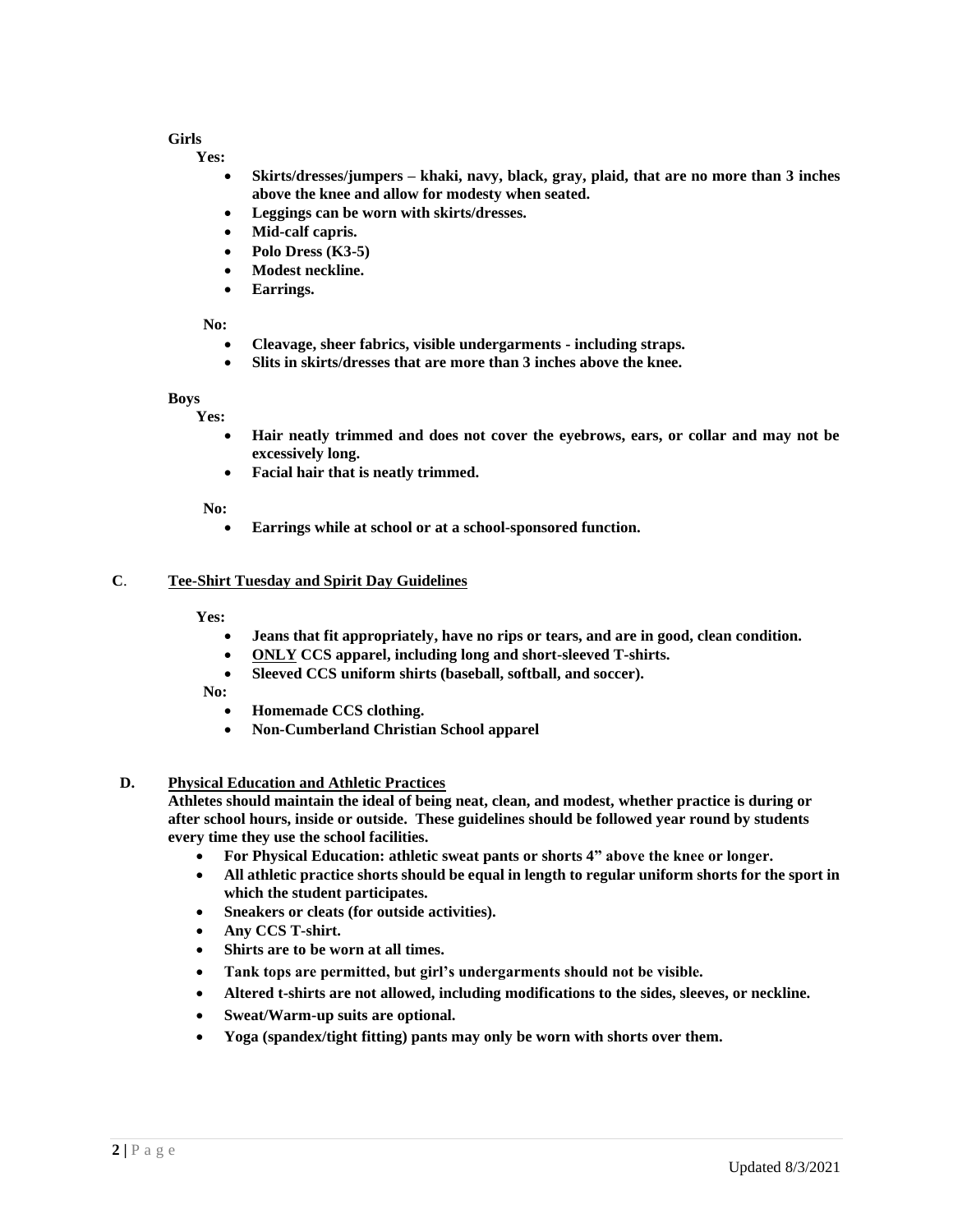**Girls**

**Yes:**

- **Skirts/dresses/jumpers – khaki, navy, black, gray, plaid, that are no more than 3 inches above the knee and allow for modesty when seated.**
- **Leggings can be worn with skirts/dresses.**
- **Mid-calf capris.**
- **Polo Dress (K3-5)**
- **Modest neckline.**
- **Earrings.**

**No:**

- **Cleavage, sheer fabrics, visible undergarments - including straps.**
- **Slits in skirts/dresses that are more than 3 inches above the knee.**

**Boys**

**Yes:**

- **Hair neatly trimmed and does not cover the eyebrows, ears, or collar and may not be excessively long.**
- **Facial hair that is neatly trimmed.**

**No:**

- **Earrings while at school or at a school-sponsored function.**

**C. Tee-Shirt Tuesday and Spirit Day Guidelines**

**Yes:**

- **Jeans that fit appropriately, have no rips or tears, and are in good, clean condition.**
- **ONLY CCS apparel, including long and short-sleeved T-shirts.**
- **Sleeved CCS uniform shirts (baseball, softball, and soccer).**

**No:**

- **Homemade CCS clothing.**
- **Non-Cumberland Christian School apparel**

**D. Physical Education and Athletic Practices**

**Athletes should maintain the ideal of being neat, clean, and modest, whether practice is during or after school hours, inside or outside. These guidelines should be followed year round by students every time they use the school facilities.**

- **For Physical Education: athletic sweat pants or shorts 4" above the knee or longer.**
- **All athletic practice shorts should be equal in length to regular uniform shorts for the sport in which the student participates.**
- **Sneakers or cleats (for outside activities).**
- **Any CCS T-shirt.**
- **Shirts are to be worn at all times.**
- **Tank tops are permitted, but girl's undergarments should not be visible.**
- **Altered t-shirts are not allowed, including modifications to the sides, sleeves, or neckline.**
- **Sweat/Warm-up suits are optional.**
- **Yoga (spandex/tight fitting) pants may only be worn with shorts over them.**

Updated 8/3/2021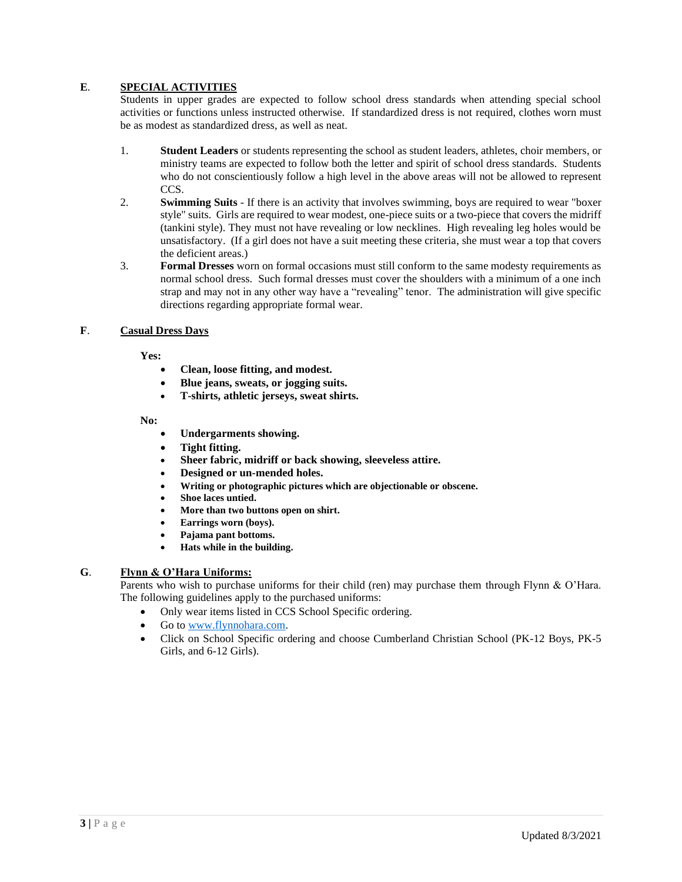## E. SPECIAL ACTIVITIES

Students in upper grades are expected to follow school dress standards when attending special school activities or functions unless instructed otherwise. If standardized dress is not required, clothes worn must be as modest as standardized dress, as well as neat.

1. **Student Leaders** or students representing the school as student leaders, athletes, choir members, or ministry teams are expected to follow both the letter and spirit of school dress standards. Students who do not conscientiously follow a high level in the above areas will not be allowed to represent CCS.
2. **Swimming Suits** - If there is an activity that involves swimming, boys are required to wear "boxer style" suits. Girls are required to wear modest, one-piece suits or a two-piece that covers the midriff (tankini style). They must not have revealing or low necklines. High revealing leg holes would be unsatisfactory. (If a girl does not have a suit meeting these criteria, she must wear a top that covers the deficient areas.)
3. **Formal Dresses** worn on formal occasions must still conform to the same modesty requirements as normal school dress. Such formal dresses must cover the shoulders with a minimum of a one inch strap and may not in any other way have a "revealing" tenor. The administration will give specific directions regarding appropriate formal wear.

## F. Casual Dress Days

**Yes:**

- **Clean, loose fitting, and modest.**
- **Blue jeans, sweats, or jogging suits.**
- **T-shirts, athletic jerseys, sweat shirts.**

**No:**

- **Undergarments showing.**
- **Tight fitting.**
- **Sheer fabric, midriff or back showing, sleeveless attire.**
- **Designed or un-mended holes.**
- **Writing or photographic pictures which are objectionable or obscene.**
- **Shoe laces untied.**
- **More than two buttons open on shirt.**
- **Earrings worn (boys).**
- **Pajama pant bottoms.**
- **Hats while in the building.**

## G. Flynn & O'Hara Uniforms:

Parents who wish to purchase uniforms for their child (ren) may purchase them through Flynn & O'Hara. The following guidelines apply to the purchased uniforms:

- Only wear items listed in CCS School Specific ordering.
- Go to www.flynnohara.com.
- Click on School Specific ordering and choose Cumberland Christian School (PK-12 Boys, PK-5 Girls, and 6-12 Girls).

Updated 8/3/2021